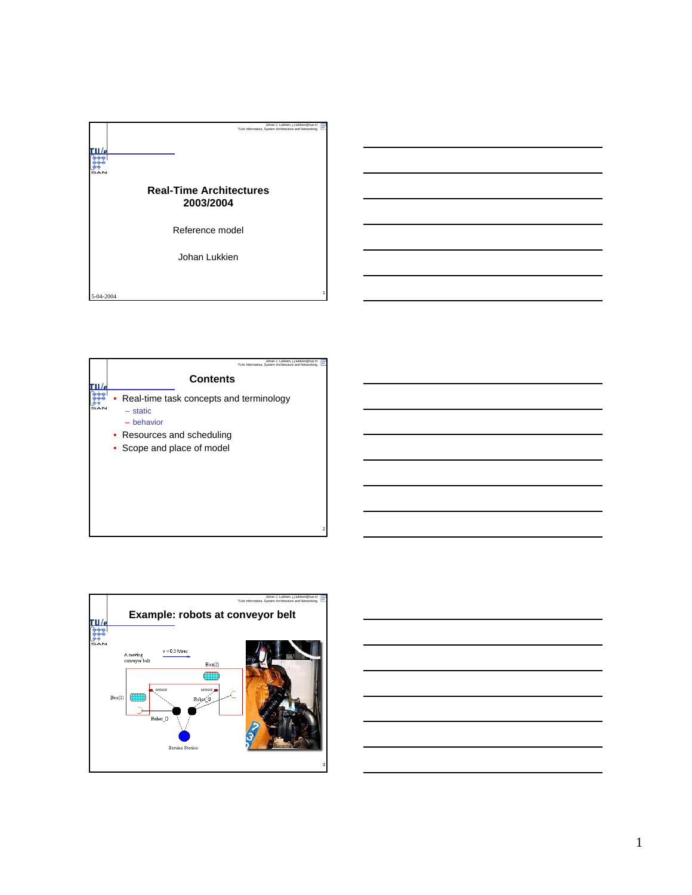# Real-Time Architectures 2003/2004

Reference model

Johan Lukkien

5-04-2004

## Contents

- Real-time task concepts and terminology
  - static
  - behavior
- Resources and scheduling
- Scope and place of model

## Example: robots at conveyor belt

A moving conveyor belt

v = 0.3 ft/sec

Box(2)

Box(1)

sensor

sensor

Robot_G

Robot_D

Service Station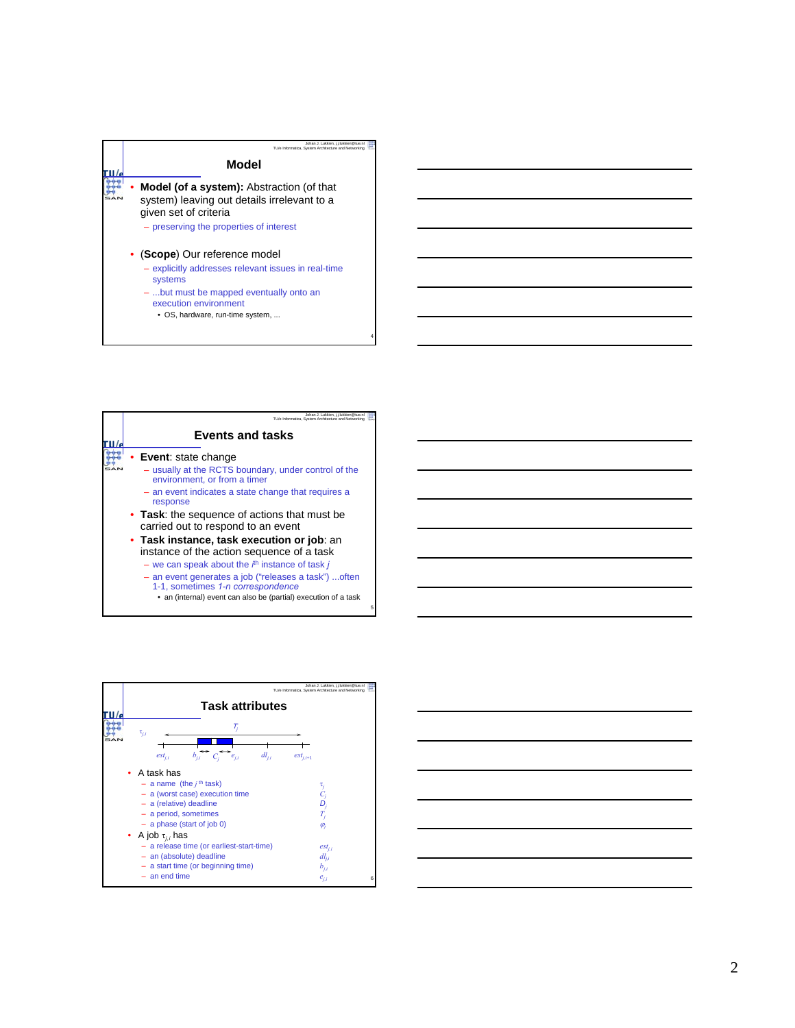## Model

- **Model (of a system):** Abstraction (of that system) leaving out details irrelevant to a given set of criteria
  - preserving the properties of interest
- (**Scope**) Our reference model
  - explicitly addresses relevant issues in real-time systems
  - ...but must be mapped eventually onto an execution environment
    - OS, hardware, run-time system, ...

## Events and tasks

- **Event**: state change
  - usually at the RCTS boundary, under control of the environment, or from a timer
  - an event indicates a state change that requires a response
- **Task**: the sequence of actions that must be carried out to respond to an event
- **Task instance, task execution or job**: an instance of the action sequence of a task
  - we can speak about the $i^{th}$ instance of task $j$
  - an event generates a job ("releases a task") ...often 1-1, sometimes *1-n correspondence*
    - an (internal) event can also be (partial) execution of a task

## Task attributes

$\tau_{j,i}$ $T_j$ $est_{j,i}$ $b_{j,i}$ $C_j$ $e_{j,i}$ $dl_{j,i}$ $est_{j,i+1}$

- A task has
  - a name (the $j^{th}$ task) $\tau_j$
  - a (worst case) execution time $C_j$
  - a (relative) deadline $D_j$
  - a period, sometimes $T_j$
  - a phase (start of job 0) $\varphi_j$
- A job $\tau_{j,i}$ has
  - a release time (or earliest-start-time) $est_{j,i}$
  - an (absolute) deadline $dl_{j,i}$
  - a start time (or beginning time) $b_{j,i}$
  - an end time $e_{j,i}$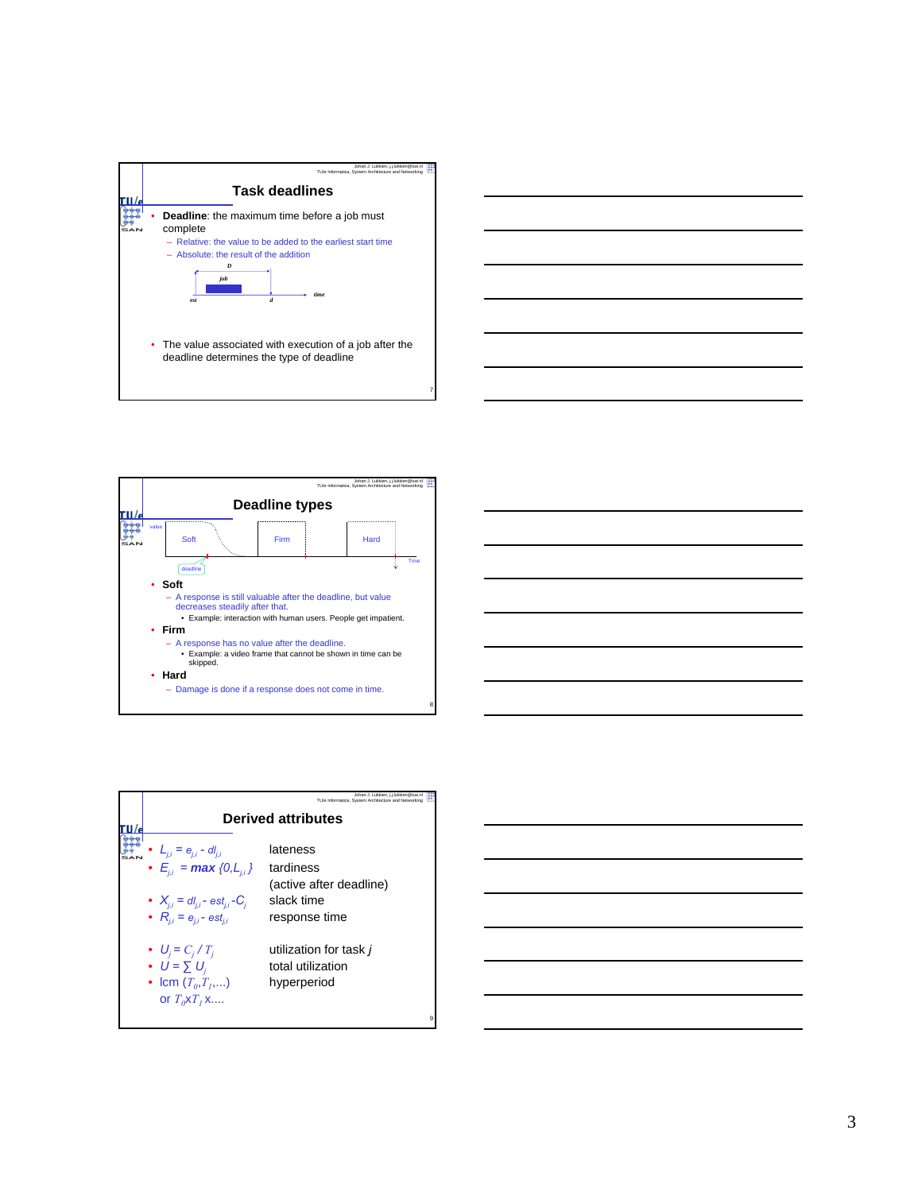## Task deadlines

- **Deadline**: the maximum time before a job must complete
  - Relative: the value to be added to the earliest start time
  - Absolute: the result of the addition

D

job

est d time

- The value associated with execution of a job after the deadline determines the type of deadline

## Deadline types

value

Soft Firm Hard

deadline Time

- **Soft**
  - A response is still valuable after the deadline, but value decreases steadily after that.
    - Example: interaction with human users. People get impatient.
- **Firm**
  - A response has no value after the deadline.
    - Example: a video frame that cannot be shown in time can be skipped.
- **Hard**
  - Damage is done if a response does not come in time.

## Derived attributes

- $L_{j,i} = e_{j,i} - dl_{j,i}$ lateness
- $E_{j,i} = \textbf{max}\ \{0, L_{j,i}\}$ tardiness (active after deadline)
- $X_{j,i} = dl_{j,i} - est_{j,i} - C_j$ slack time
- $R_{j,i} = e_{j,i} - est_{j,i}$ response time
- $U_j = C_j / T_j$ utilization for task $j$
- $U = \sum U_j$ total utilization
- lcm $(T_0, T_1, \ldots)$ or $T_0 x T_1 x \ldots$ hyperperiod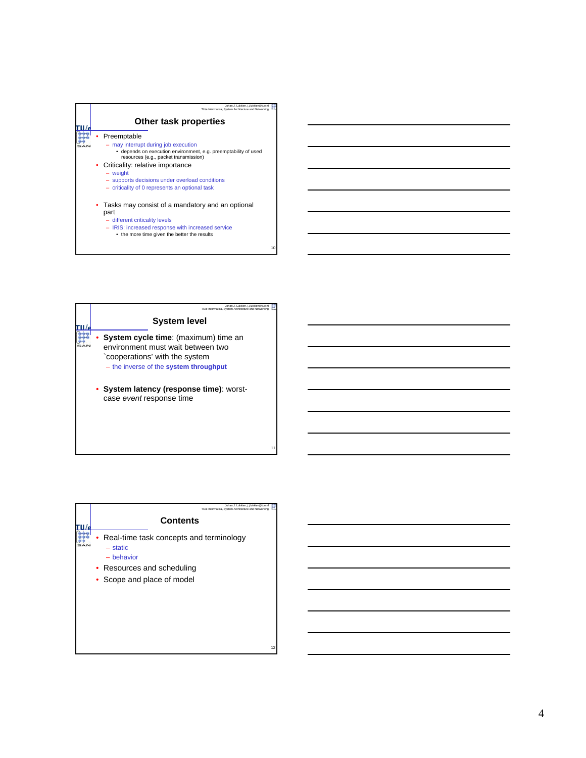## Other task properties

- Preemptable
  - may interrupt during job execution
    - depends on execution environment, e.g. preemptability of used resources (e.g., packet transmission)
- Criticality: relative importance
  - weight
  - supports decisions under overload conditions
  - criticality of 0 represents an optional task
- Tasks may consist of a mandatory and an optional part
  - different criticality levels
  - IRIS: increased response with increased service
    - the more time given the better the results

## System level

- **System cycle time**: (maximum) time an environment must wait between two `cooperations' with the system
  - the inverse of the **system throughput**
- **System latency (response time)**: worst-case *event* response time

## Contents

- Real-time task concepts and terminology
  - static
  - behavior
- Resources and scheduling
- Scope and place of model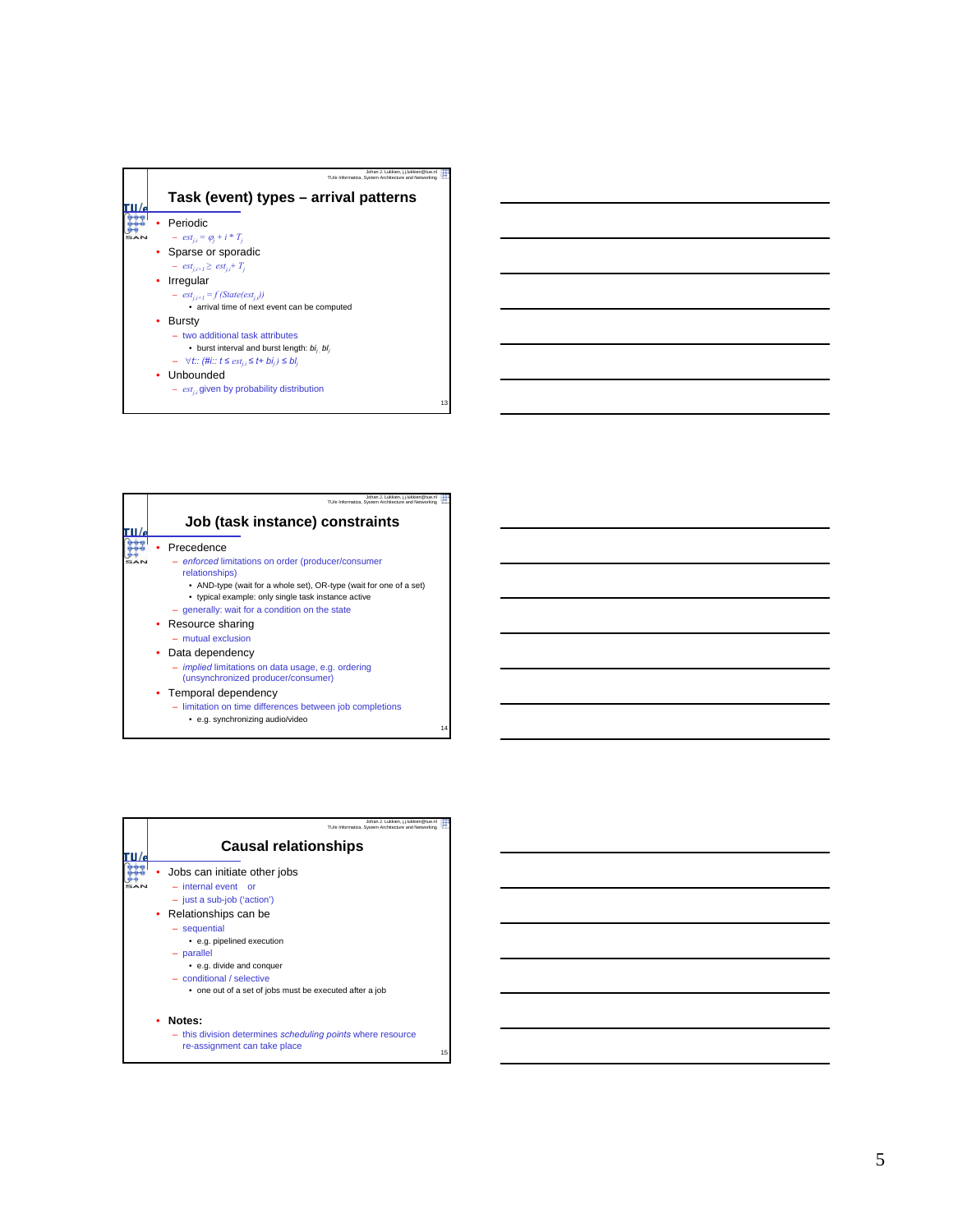## Task (event) types – arrival patterns

- Periodic
  - $est_{j,i} = \varphi_j + i * T_j$
- Sparse or sporadic
  - $est_{j,i+1} \geq est_{j,i} + T_j$
- Irregular
  - $est_{j,i+1} = f(State(est_{j,i}))$
    - arrival time of next event can be computed
- Bursty
  - two additional task attributes
    - burst interval and burst length: $bi_j$, $bl_j$
  - $\forall t :: (\#i :: t \leq est_{j,i} \leq t + bi_j) \leq bl_j$
- Unbounded
  - $est_{j,i}$ given by probability distribution

## Job (task instance) constraints

- Precedence
  - *enforced* limitations on order (producer/consumer relationships)
    - AND-type (wait for a whole set), OR-type (wait for one of a set)
    - typical example: only single task instance active
  - generally: wait for a condition on the state
- Resource sharing
  - mutual exclusion
- Data dependency
  - *implied* limitations on data usage, e.g. ordering (unsynchronized producer/consumer)
- Temporal dependency
  - limitation on time differences between job completions
    - e.g. synchronizing audio/video

## Causal relationships

- Jobs can initiate other jobs
  - internal event or
  - just a sub-job ('action')
- Relationships can be
  - sequential
    - e.g. pipelined execution
  - parallel
    - e.g. divide and conquer
  - conditional / selective
    - one out of a set of jobs must be executed after a job
- **Notes:**
  - this division determines *scheduling points* where resource re-assignment can take place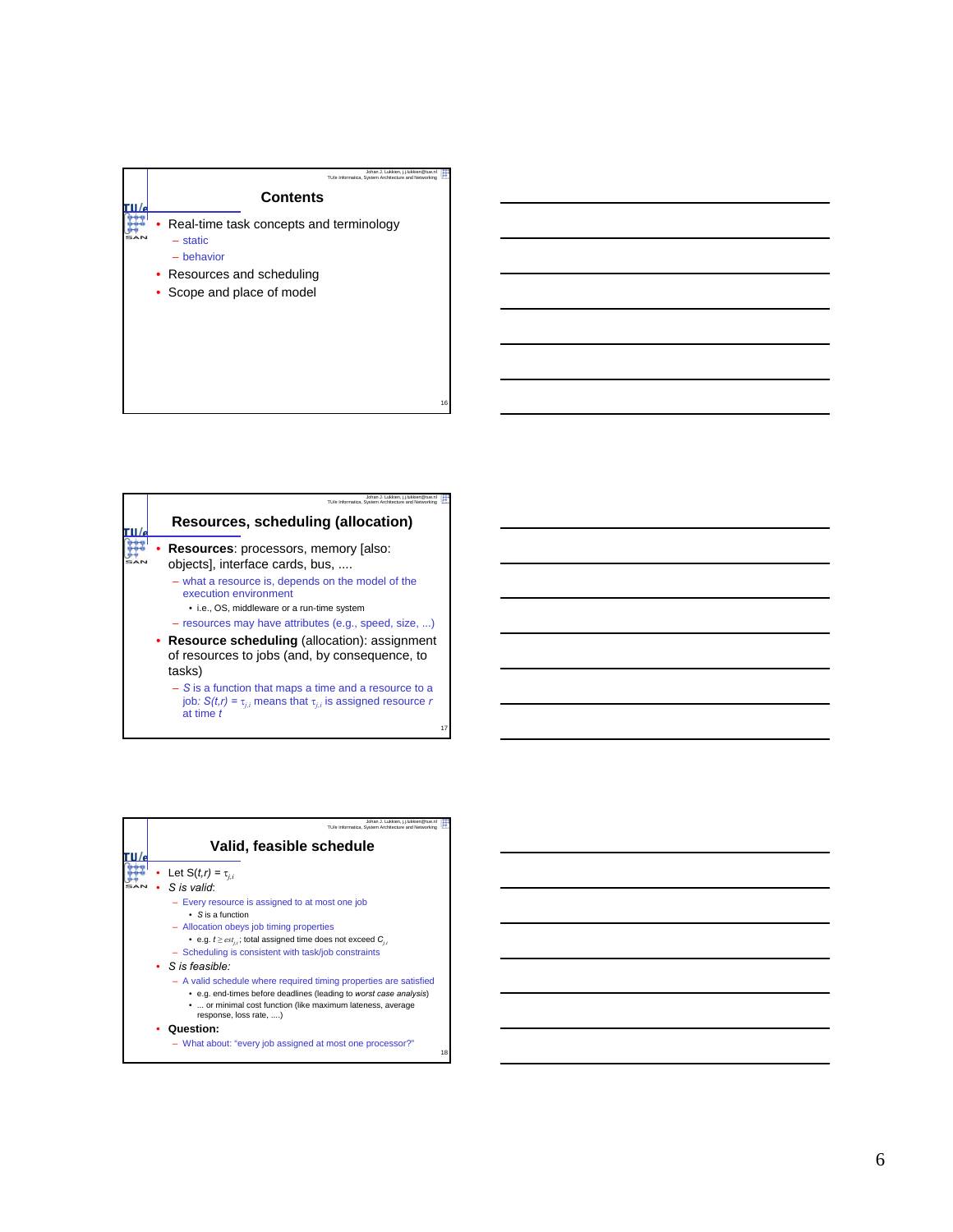## Contents

- Real-time task concepts and terminology
  - static
  - behavior
- Resources and scheduling
- Scope and place of model

## Resources, scheduling (allocation)

- **Resources**: processors, memory [also: objects], interface cards, bus, ....
  - what a resource is, depends on the model of the execution environment
    - i.e., OS, middleware or a run-time system
  - resources may have attributes (e.g., speed, size, ...)
- **Resource scheduling** (allocation): assignment of resources to jobs (and, by consequence, to tasks)
  - *S* is a function that maps a time and a resource to a job: $S(t,r) = \tau_{j,i}$ means that $\tau_{j,i}$ is assigned resource *r* at time *t*

## Valid, feasible schedule

- Let $S(t,r) = \tau_{j,i}$
- *S is valid*:
  - Every resource is assigned to at most one job
    - *S* is a function
  - Allocation obeys job timing properties
    - e.g. $t \geq est_{j,i}$; total assigned time does not exceed $C_{j,i}$
  - Scheduling is consistent with task/job constraints
- *S is feasible:*
  - A valid schedule where required timing properties are satisfied
    - e.g. end-times before deadlines (leading to *worst case analysis*)
    - ... or minimal cost function (like maximum lateness, average response, loss rate, ....)
- **Question:**
  - What about: "every job assigned at most one processor?"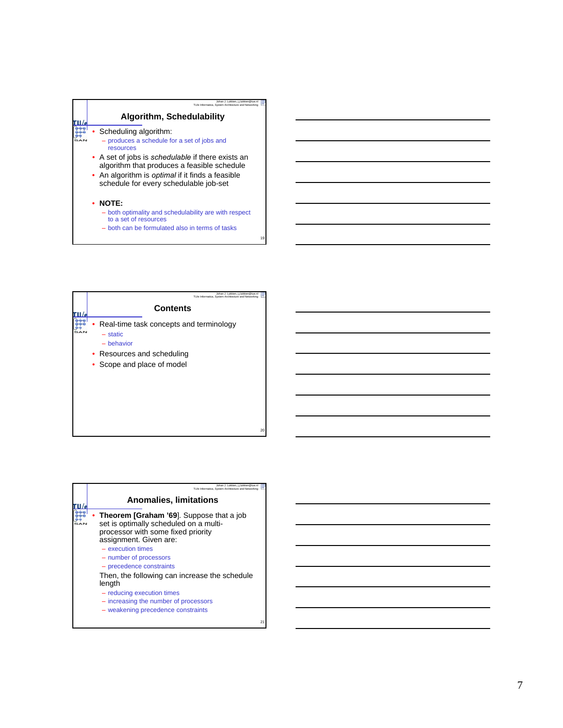## Algorithm, Schedulability

- Scheduling algorithm:
  - produces a schedule for a set of jobs and resources
- A set of jobs is *schedulable* if there exists an algorithm that produces a feasible schedule
- An algorithm is *optimal* if it finds a feasible schedule for every schedulable job-set
- **NOTE:**
  - both optimality and schedulability are with respect to a set of resources
  - both can be formulated also in terms of tasks

## Contents

- Real-time task concepts and terminology
  - static
  - behavior
- Resources and scheduling
- Scope and place of model

## Anomalies, limitations

- **Theorem [Graham '69**]. Suppose that a job set is optimally scheduled on a multi-processor with some fixed priority assignment. Given are:
  - execution times
  - number of processors
  - precedence constraints

  Then, the following can increase the schedule length
  - reducing execution times
  - increasing the number of processors
  - weakening precedence constraints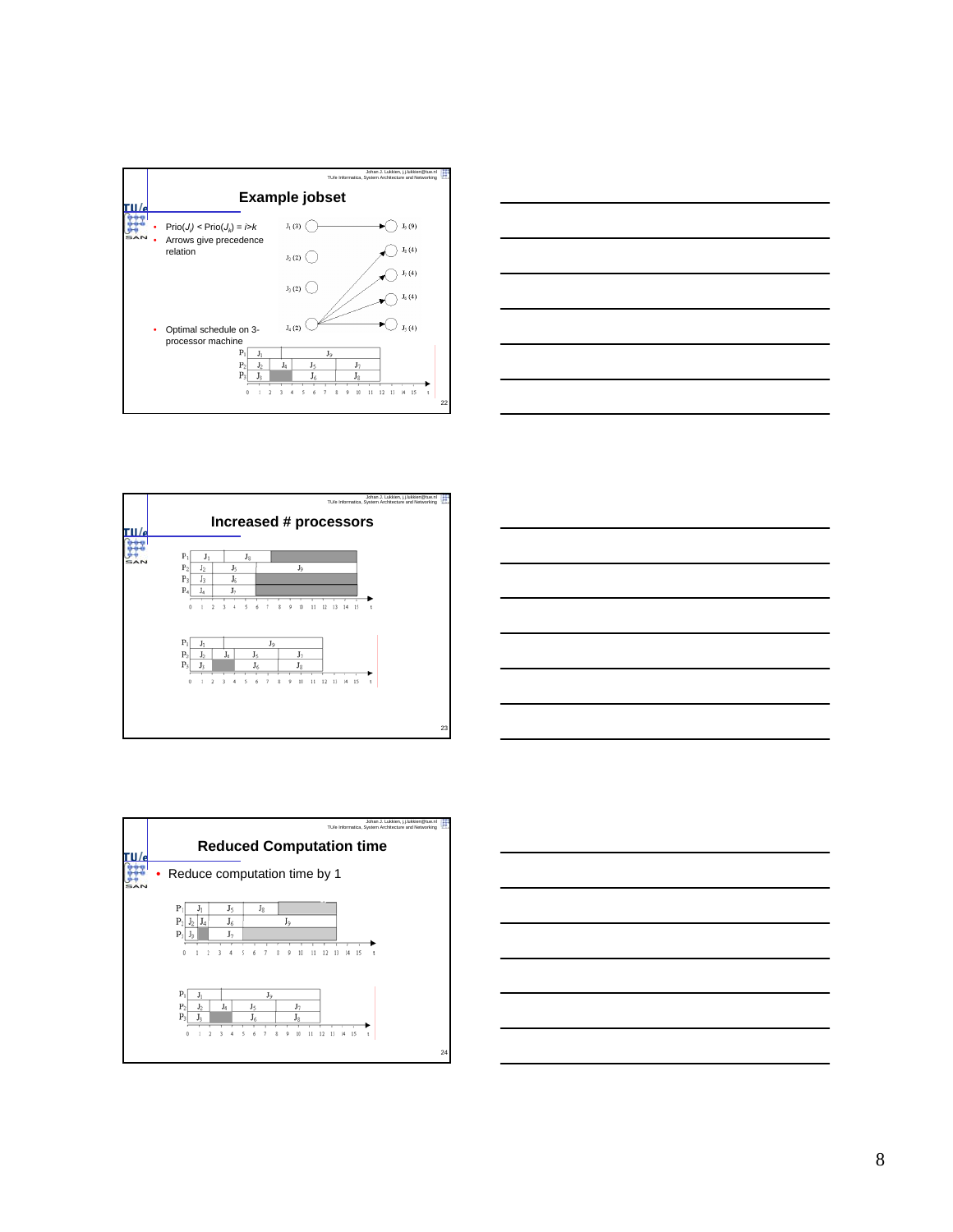## Example jobset

- $\text{Prio}(J_i) < \text{Prio}(J_k) \equiv i > k$
- Arrows give precedence relation

$J_1$ (3) → $J_9$ (9)

$J_2$ (2)

$J_3$ (2)

$J_4$ (2) → $J_5$ (4), $J_6$ (4), $J_7$ (4), $J_8$ (4)

- Optimal schedule on 3-processor machine

| | | | |
|---|---|---|---|
| $P_1$ | $J_1$ | $J_9$ | |
| $P_2$ | $J_2$ | $J_4$ | $J_5$, $J_7$ |
| $P_3$ | $J_3$ | (idle) | $J_6$, $J_8$ |

t: 0 1 2 3 4 5 6 7 8 9 10 11 12 13 14 15

## Increased # processors

| | |
|---|---|
| $P_1$ | $J_1$, $J_8$ |
| $P_2$ | $J_2$, $J_5$, $J_9$ |
| $P_3$ | $J_3$, $J_6$ |
| $P_4$ | $J_4$, $J_7$ |

t: 0 1 2 3 4 5 6 7 8 9 10 11 12 13 14 15

| | |
|---|---|
| $P_1$ | $J_1$, $J_9$ |
| $P_2$ | $J_2$, $J_4$, $J_5$, $J_7$ |
| $P_3$ | $J_3$, (idle), $J_6$, $J_8$ |

t: 0 1 2 3 4 5 6 7 8 9 10 11 12 13 14 15

## Reduced Computation time

- Reduce computation time by 1

| | |
|---|---|
| $P_1$ | $J_1$, $J_5$, $J_8$ |
| $P_2$ | $J_2$, $J_4$, $J_6$, $J_9$ |
| $P_3$ | $J_3$, (idle), $J_7$ |

t: 0 1 2 3 4 5 6 7 8 9 10 11 12 13 14 15

| | |
|---|---|
| $P_1$ | $J_1$, $J_9$ |
| $P_2$ | $J_2$, $J_4$, $J_5$, $J_7$ |
| $P_3$ | $J_3$, (idle), $J_6$, $J_8$ |

t: 0 1 2 3 4 5 6 7 8 9 10 11 12 13 14 15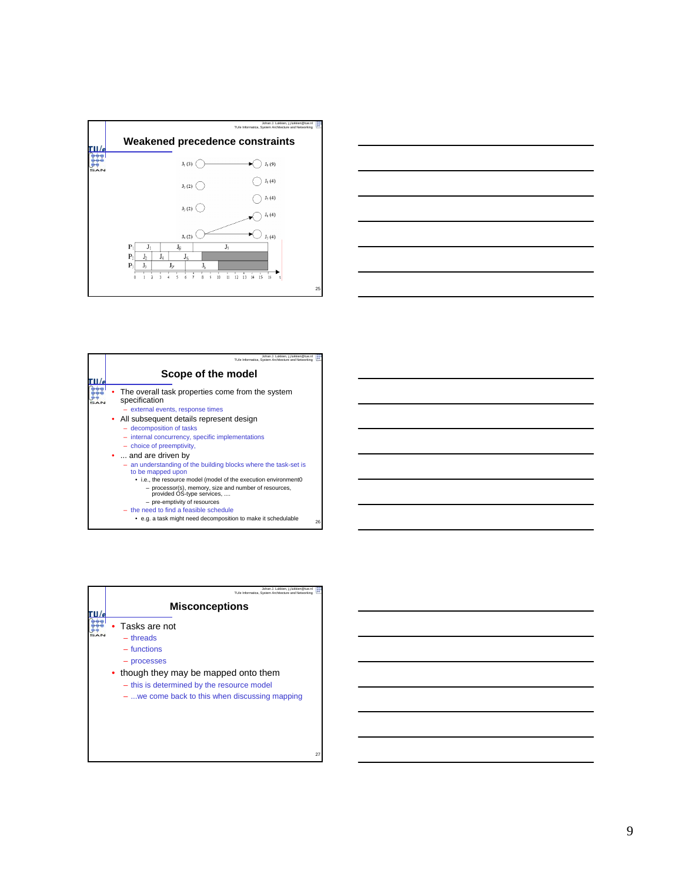## Weakened precedence constraints

$J_1$ (3)
$J_8$ (9)
$J_2$ (2)
$J_4$ (4)
$J_5$ (4)
$J_3$ (2)
$J_6$ (4)
$J_9$ (2)
$J_7$ (4)

$P_1$ $J_1$ $J_8$ $J_5$
$P_2$ $J_2$ $J_4$ $J_5$
$P_3$ $J_3$ $J_7$ $J_6$

0 1 2 3 4 5 6 7 8 9 10 11 12 13 14 15 16 t

## Scope of the model

- The overall task properties come from the system specification
  - external events, response times
- All subsequent details represent design
  - decomposition of tasks
  - internal concurrency, specific implementations
  - choice of preemptivity,
- ... and are driven by
  - an understanding of the building blocks where the task-set is to be mapped upon
    - i.e., the resource model (model of the execution environment0
      - processor(s), memory, size and number of resources, provided OS-type services, ....
      - pre-emptivity of resources
  - the need to find a feasible schedule
    - e.g. a task might need decomposition to make it schedulable

## Misconceptions

- Tasks are not
  - threads
  - functions
  - processes
- though they may be mapped onto them
  - this is determined by the resource model
  - ...we come back to this when discussing mapping